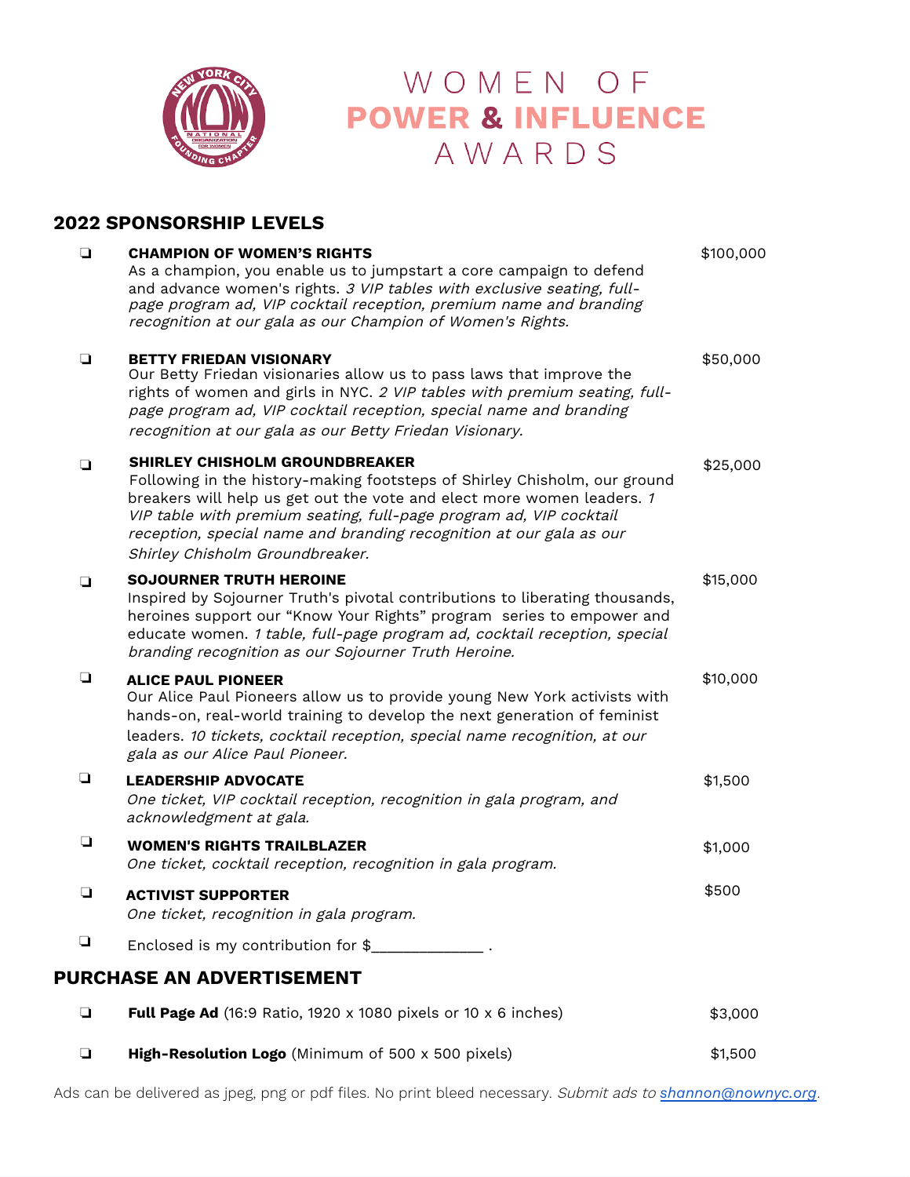# WOMEN OF POWER & INFLUENCE AWARDS

## 2022 SPONSORSHIP LEVELS

- ❏ **CHAMPION OF WOMEN'S RIGHTS** — $100,000
  As a champion, you enable us to jumpstart a core campaign to defend and advance women's rights. *3 VIP tables with exclusive seating, full-page program ad, VIP cocktail reception, premium name and branding recognition at our gala as our Champion of Women's Rights.*

- ❏ **BETTY FRIEDAN VISIONARY** — $50,000
  Our Betty Friedan visionaries allow us to pass laws that improve the rights of women and girls in NYC. *2 VIP tables with premium seating, full-page program ad, VIP cocktail reception, special name and branding recognition at our gala as our Betty Friedan Visionary.*

- ❏ **SHIRLEY CHISHOLM GROUNDBREAKER** — $25,000
  Following in the history-making footsteps of Shirley Chisholm, our ground breakers will help us get out the vote and elect more women leaders. *1 VIP table with premium seating, full-page program ad, VIP cocktail reception, special name and branding recognition at our gala as our Shirley Chisholm Groundbreaker.*

- ❏ **SOJOURNER TRUTH HEROINE** — $15,000
  Inspired by Sojourner Truth's pivotal contributions to liberating thousands, heroines support our "Know Your Rights" program series to empower and educate women. *1 table, full-page program ad, cocktail reception, special branding recognition as our Sojourner Truth Heroine.*

- ❏ **ALICE PAUL PIONEER** — $10,000
  Our Alice Paul Pioneers allow us to provide young New York activists with hands-on, real-world training to develop the next generation of feminist leaders. *10 tickets, cocktail reception, special name recognition, at our gala as our Alice Paul Pioneer.*

- ❏ **LEADERSHIP ADVOCATE** — $1,500
  *One ticket, VIP cocktail reception, recognition in gala program, and acknowledgment at gala.*

- ❏ **WOMEN'S RIGHTS TRAILBLAZER** — $1,000
  *One ticket, cocktail reception, recognition in gala program.*

- ❏ **ACTIVIST SUPPORTER** — $500
  *One ticket, recognition in gala program.*

- ❏ Enclosed is my contribution for $_____________ .

## PURCHASE AN ADVERTISEMENT

- ❏ **Full Page Ad** (16:9 Ratio, 1920 x 1080 pixels or 10 x 6 inches) — $3,000
- ❏ **High-Resolution Logo** (Minimum of 500 x 500 pixels) — $1,500

Ads can be delivered as jpeg, png or pdf files. No print bleed necessary. *Submit ads to shannon@nownyc.org.*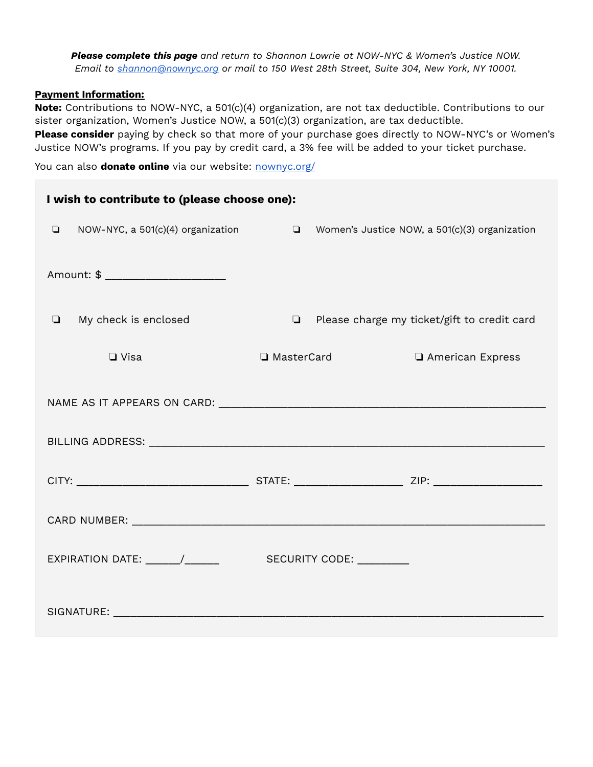*__Please complete this page__ and return to Shannon Lowrie at NOW-NYC & Women's Justice NOW. Email to [shannon@nownyc.org](mailto:shannon@nownyc.org) or mail to 150 West 28th Street, Suite 304, New York, NY 10001.*

**__Payment Information:__**

**Note:** Contributions to NOW-NYC, a 501(c)(4) organization, are not tax deductible. Contributions to our sister organization, Women's Justice NOW, a 501(c)(3) organization, are tax deductible.

**Please consider** paying by check so that more of your purchase goes directly to NOW-NYC's or Women's Justice NOW's programs. If you pay by credit card, a 3% fee will be added to your ticket purchase.

You can also **donate online** via our website: [nownyc.org/](https://nownyc.org/)

**I wish to contribute to (please choose one):**

❏ NOW-NYC, a 501(c)(4) organization ❏ Women's Justice NOW, a 501(c)(3) organization

Amount: $ ____________________

❏ My check is enclosed ❏ Please charge my ticket/gift to credit card

❏ Visa ❏ MasterCard ❏ American Express

NAME AS IT APPEARS ON CARD: ______________________________________________________

BILLING ADDRESS: ____________________________________________________________________

CITY: ____________________________ STATE: __________________ ZIP: __________________

CARD NUMBER: ________________________________________________________________________

EXPIRATION DATE: ______/______ SECURITY CODE: _________

SIGNATURE: __________________________________________________________________________